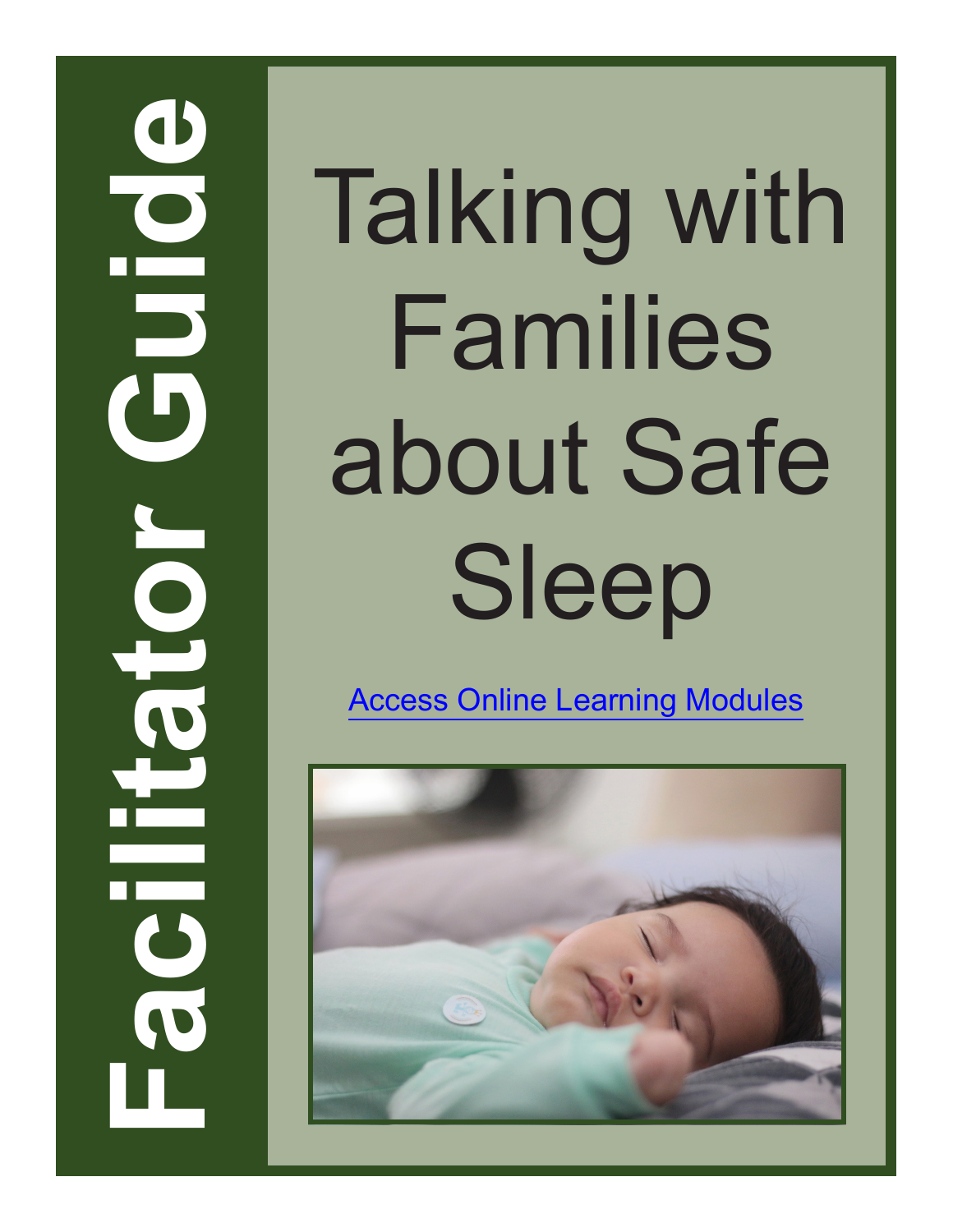# Facilitator Guide

# Talking with Families about Safe Sleep

[Access Online Learning Modules]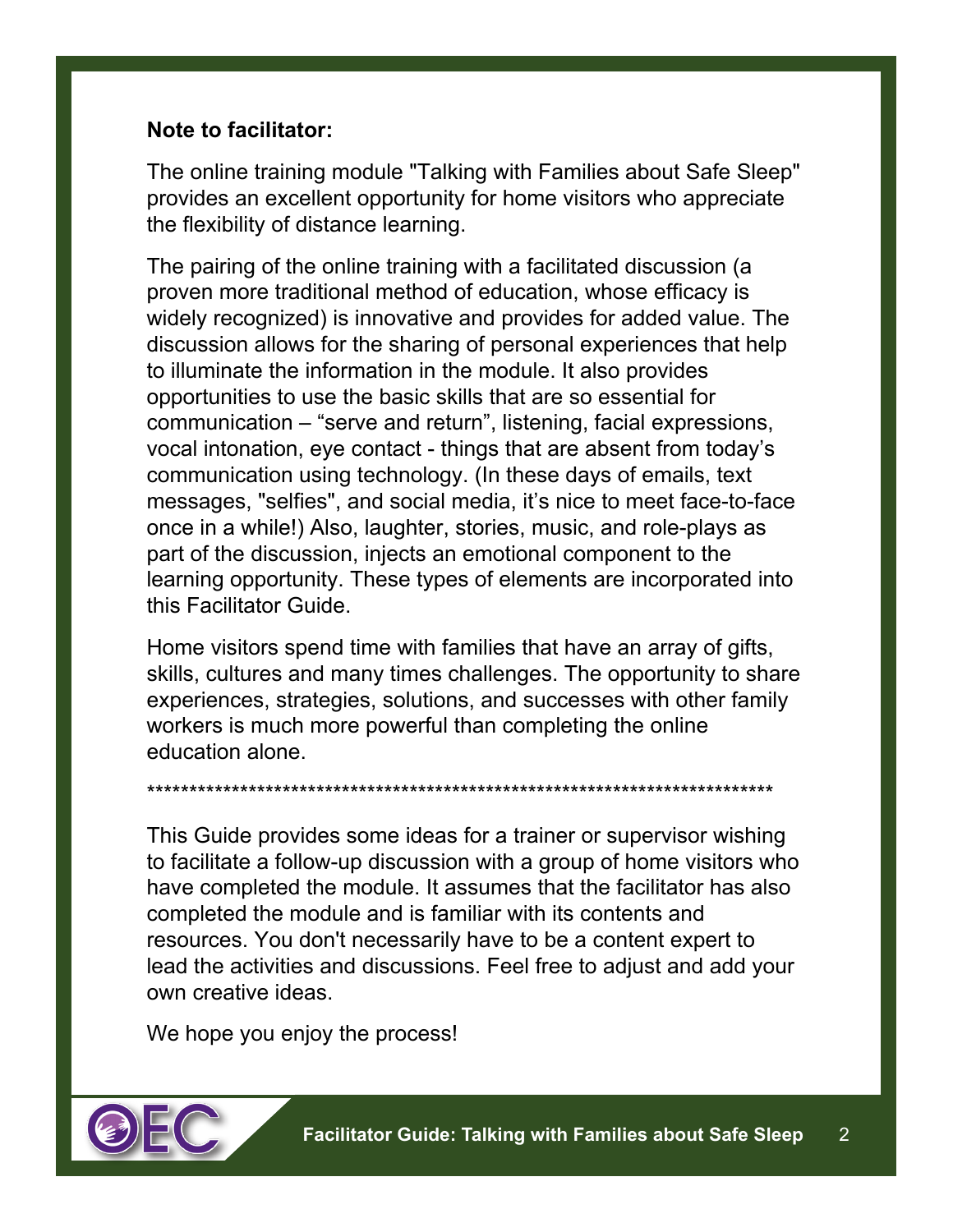**Note to facilitator:**

The online training module "Talking with Families about Safe Sleep" provides an excellent opportunity for home visitors who appreciate the flexibility of distance learning.

The pairing of the online training with a facilitated discussion (a proven more traditional method of education, whose efficacy is widely recognized) is innovative and provides for added value. The discussion allows for the sharing of personal experiences that help to illuminate the information in the module. It also provides opportunities to use the basic skills that are so essential for communication – “serve and return”, listening, facial expressions, vocal intonation, eye contact - things that are absent from today’s communication using technology. (In these days of emails, text messages, "selfies", and social media, it’s nice to meet face-to-face once in a while!) Also, laughter, stories, music, and role-plays as part of the discussion, injects an emotional component to the learning opportunity. These types of elements are incorporated into this Facilitator Guide.

Home visitors spend time with families that have an array of gifts, skills, cultures and many times challenges. The opportunity to share experiences, strategies, solutions, and successes with other family workers is much more powerful than completing the online education alone.

**************************************************************************

This Guide provides some ideas for a trainer or supervisor wishing to facilitate a follow-up discussion with a group of home visitors who have completed the module. It assumes that the facilitator has also completed the module and is familiar with its contents and resources. You don't necessarily have to be a content expert to lead the activities and discussions. Feel free to adjust and add your own creative ideas.

We hope you enjoy the process!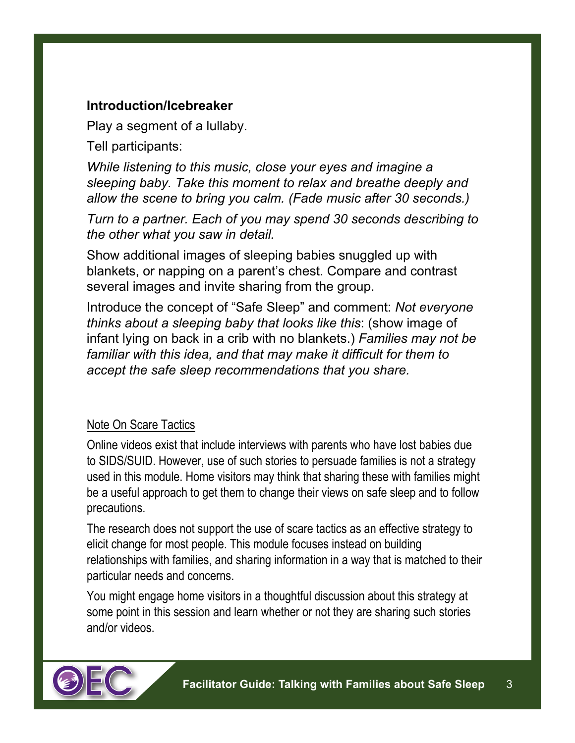**Introduction/Icebreaker**

Play a segment of a lullaby.

Tell participants:

*While listening to this music, close your eyes and imagine a sleeping baby. Take this moment to relax and breathe deeply and allow the scene to bring you calm. (Fade music after 30 seconds.)*

*Turn to a partner. Each of you may spend 30 seconds describing to the other what you saw in detail.*

Show additional images of sleeping babies snuggled up with blankets, or napping on a parent's chest. Compare and contrast several images and invite sharing from the group.

Introduce the concept of "Safe Sleep" and comment: *Not everyone thinks about a sleeping baby that looks like this*: (show image of infant lying on back in a crib with no blankets.) *Families may not be familiar with this idea, and that may make it difficult for them to accept the safe sleep recommendations that you share.*

<u>Note On Scare Tactics</u>

Online videos exist that include interviews with parents who have lost babies due to SIDS/SUID. However, use of such stories to persuade families is not a strategy used in this module. Home visitors may think that sharing these with families might be a useful approach to get them to change their views on safe sleep and to follow precautions.

The research does not support the use of scare tactics as an effective strategy to elicit change for most people. This module focuses instead on building relationships with families, and sharing information in a way that is matched to their particular needs and concerns.

You might engage home visitors in a thoughtful discussion about this strategy at some point in this session and learn whether or not they are sharing such stories and/or videos.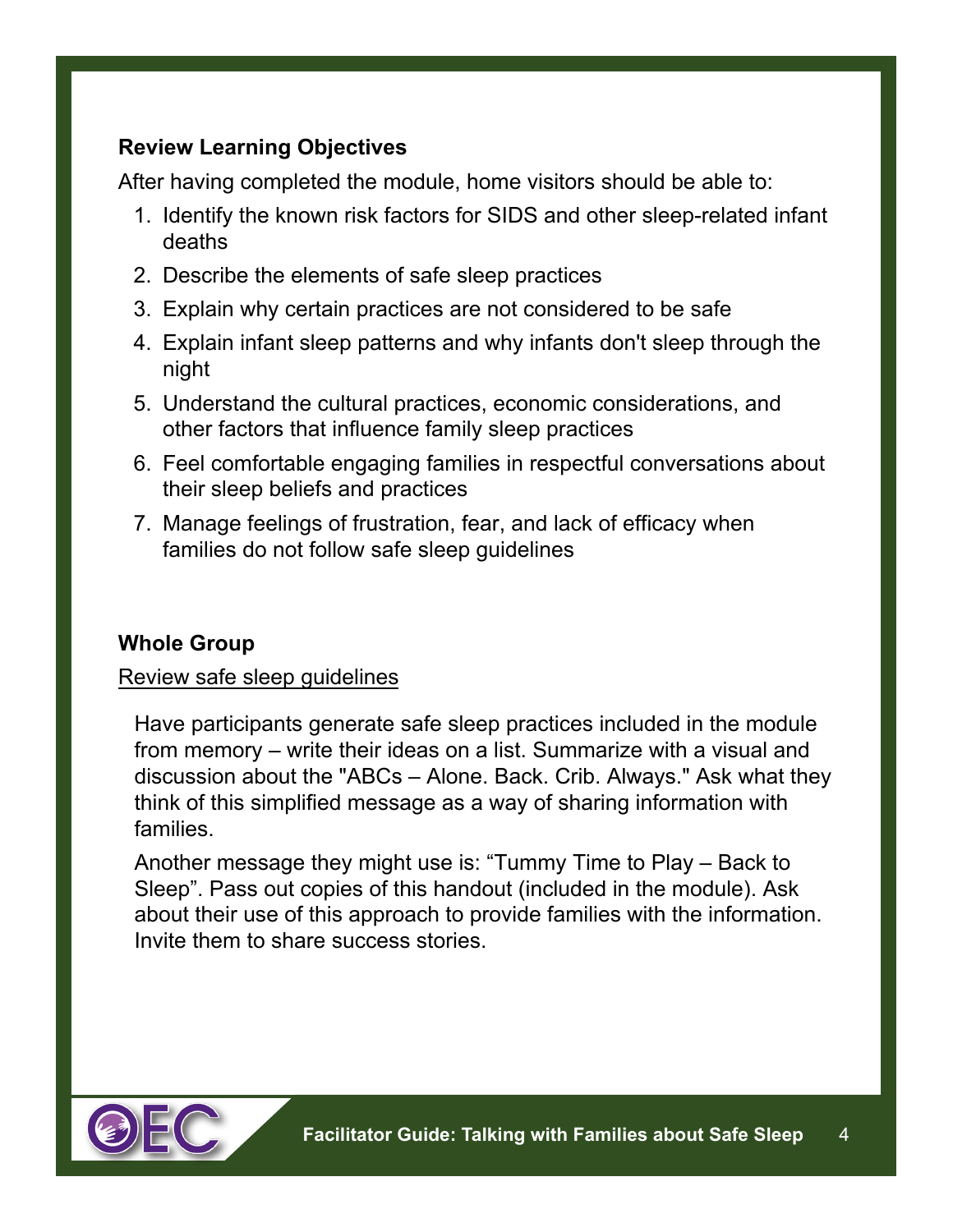**Review Learning Objectives**

After having completed the module, home visitors should be able to:

1. Identify the known risk factors for SIDS and other sleep-related infant deaths
2. Describe the elements of safe sleep practices
3. Explain why certain practices are not considered to be safe
4. Explain infant sleep patterns and why infants don't sleep through the night
5. Understand the cultural practices, economic considerations, and other factors that influence family sleep practices
6. Feel comfortable engaging families in respectful conversations about their sleep beliefs and practices
7. Manage feelings of frustration, fear, and lack of efficacy when families do not follow safe sleep guidelines

**Whole Group**

<u>Review safe sleep guidelines</u>

Have participants generate safe sleep practices included in the module from memory – write their ideas on a list. Summarize with a visual and discussion about the "ABCs – Alone. Back. Crib. Always." Ask what they think of this simplified message as a way of sharing information with families.

Another message they might use is: “Tummy Time to Play – Back to Sleep”. Pass out copies of this handout (included in the module). Ask about their use of this approach to provide families with the information. Invite them to share success stories.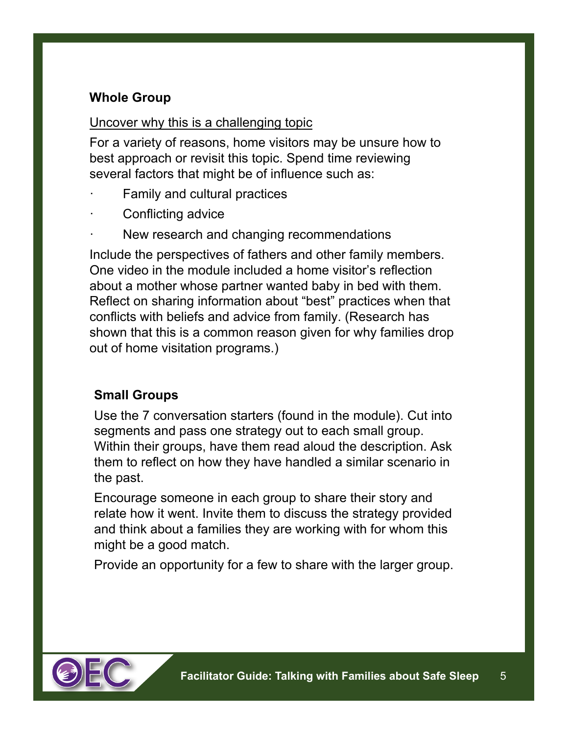## Whole Group

Uncover why this is a challenging topic

For a variety of reasons, home visitors may be unsure how to best approach or revisit this topic. Spend time reviewing several factors that might be of influence such as:

- Family and cultural practices
- Conflicting advice
- New research and changing recommendations

Include the perspectives of fathers and other family members. One video in the module included a home visitor's reflection about a mother whose partner wanted baby in bed with them. Reflect on sharing information about "best" practices when that conflicts with beliefs and advice from family. (Research has shown that this is a common reason given for why families drop out of home visitation programs.)

## Small Groups

Use the 7 conversation starters (found in the module). Cut into segments and pass one strategy out to each small group. Within their groups, have them read aloud the description. Ask them to reflect on how they have handled a similar scenario in the past.

Encourage someone in each group to share their story and relate how it went. Invite them to discuss the strategy provided and think about a families they are working with for whom this might be a good match.

Provide an opportunity for a few to share with the larger group.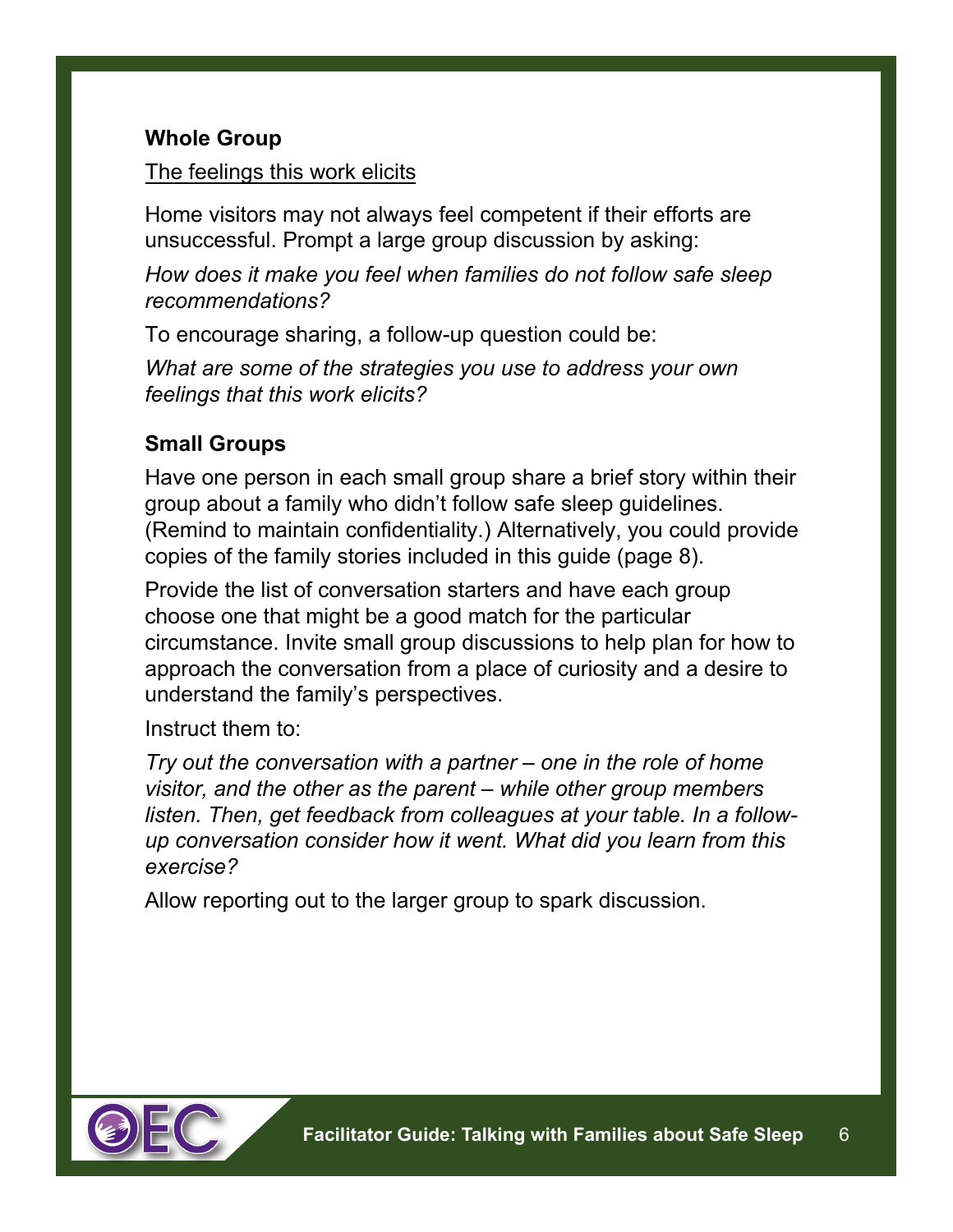**Whole Group**

The feelings this work elicits

Home visitors may not always feel competent if their efforts are unsuccessful. Prompt a large group discussion by asking:

*How does it make you feel when families do not follow safe sleep recommendations?*

To encourage sharing, a follow-up question could be:

*What are some of the strategies you use to address your own feelings that this work elicits?*

**Small Groups**

Have one person in each small group share a brief story within their group about a family who didn't follow safe sleep guidelines. (Remind to maintain confidentiality.) Alternatively, you could provide copies of the family stories included in this guide (page 8).

Provide the list of conversation starters and have each group choose one that might be a good match for the particular circumstance. Invite small group discussions to help plan for how to approach the conversation from a place of curiosity and a desire to understand the family's perspectives.

Instruct them to:

*Try out the conversation with a partner – one in the role of home visitor, and the other as the parent – while other group members listen. Then, get feedback from colleagues at your table. In a follow-up conversation consider how it went. What did you learn from this exercise?*

Allow reporting out to the larger group to spark discussion.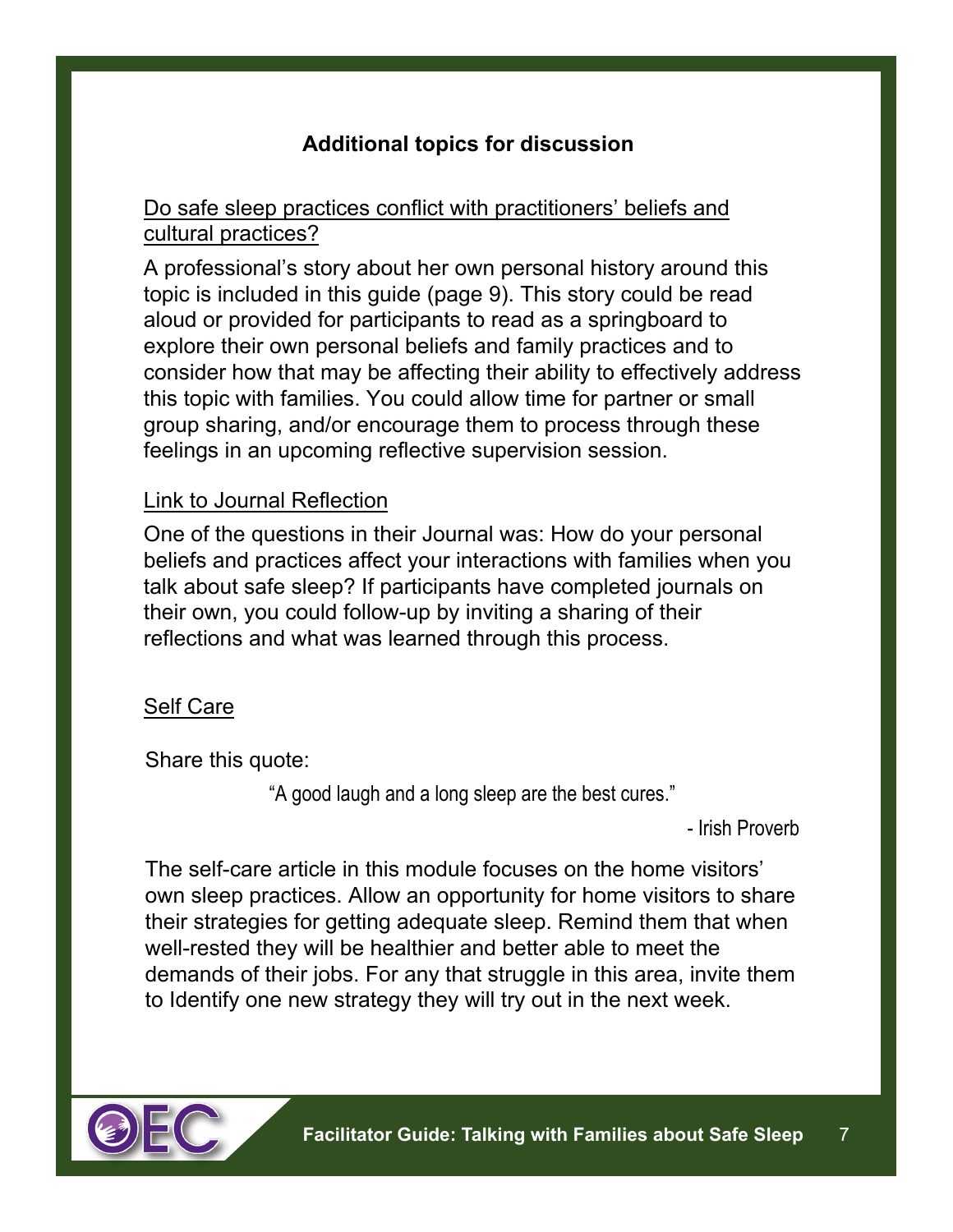## Additional topics for discussion

### Do safe sleep practices conflict with practitioners' beliefs and cultural practices?

A professional's story about her own personal history around this topic is included in this guide (page 9). This story could be read aloud or provided for participants to read as a springboard to explore their own personal beliefs and family practices and to consider how that may be affecting their ability to effectively address this topic with families. You could allow time for partner or small group sharing, and/or encourage them to process through these feelings in an upcoming reflective supervision session.

### Link to Journal Reflection

One of the questions in their Journal was: How do your personal beliefs and practices affect your interactions with families when you talk about safe sleep? If participants have completed journals on their own, you could follow-up by inviting a sharing of their reflections and what was learned through this process.

### Self Care

Share this quote:

> "A good laugh and a long sleep are the best cures."
>
> \- Irish Proverb

The self-care article in this module focuses on the home visitors' own sleep practices. Allow an opportunity for home visitors to share their strategies for getting adequate sleep. Remind them that when well-rested they will be healthier and better able to meet the demands of their jobs. For any that struggle in this area, invite them to Identify one new strategy they will try out in the next week.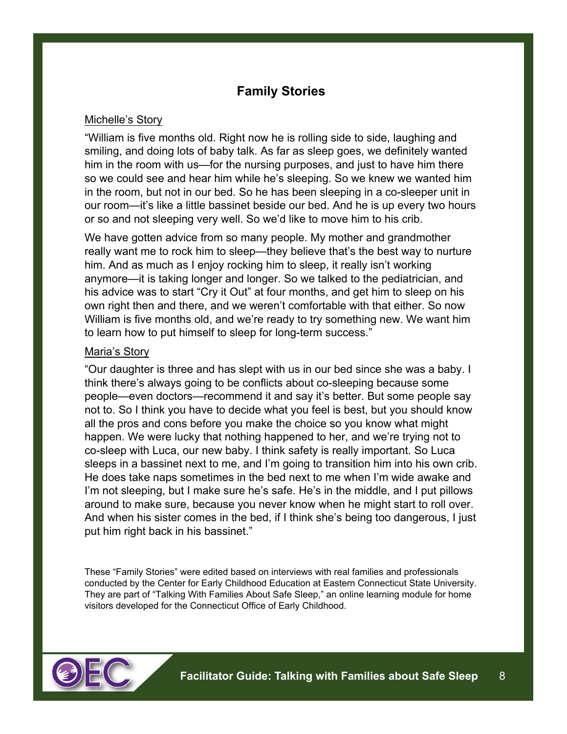## Family Stories

<u>Michelle's Story</u>

"William is five months old. Right now he is rolling side to side, laughing and smiling, and doing lots of baby talk. As far as sleep goes, we definitely wanted him in the room with us—for the nursing purposes, and just to have him there so we could see and hear him while he's sleeping. So we knew we wanted him in the room, but not in our bed. So he has been sleeping in a co-sleeper unit in our room—it's like a little bassinet beside our bed. And he is up every two hours or so and not sleeping very well. So we'd like to move him to his crib.

We have gotten advice from so many people. My mother and grandmother really want me to rock him to sleep—they believe that's the best way to nurture him. And as much as I enjoy rocking him to sleep, it really isn't working anymore—it is taking longer and longer. So we talked to the pediatrician, and his advice was to start "Cry it Out" at four months, and get him to sleep on his own right then and there, and we weren't comfortable with that either. So now William is five months old, and we're ready to try something new. We want him to learn how to put himself to sleep for long-term success."

<u>Maria's Story</u>

"Our daughter is three and has slept with us in our bed since she was a baby. I think there's always going to be conflicts about co-sleeping because some people—even doctors—recommend it and say it's better. But some people say not to. So I think you have to decide what you feel is best, but you should know all the pros and cons before you make the choice so you know what might happen. We were lucky that nothing happened to her, and we're trying not to co-sleep with Luca, our new baby. I think safety is really important. So Luca sleeps in a bassinet next to me, and I'm going to transition him into his own crib. He does take naps sometimes in the bed next to me when I'm wide awake and I'm not sleeping, but I make sure he's safe. He's in the middle, and I put pillows around to make sure, because you never know when he might start to roll over. And when his sister comes in the bed, if I think she's being too dangerous, I just put him right back in his bassinet."

These "Family Stories" were edited based on interviews with real families and professionals conducted by the Center for Early Childhood Education at Eastern Connecticut State University. They are part of "Talking With Families About Safe Sleep," an online learning module for home visitors developed for the Connecticut Office of Early Childhood.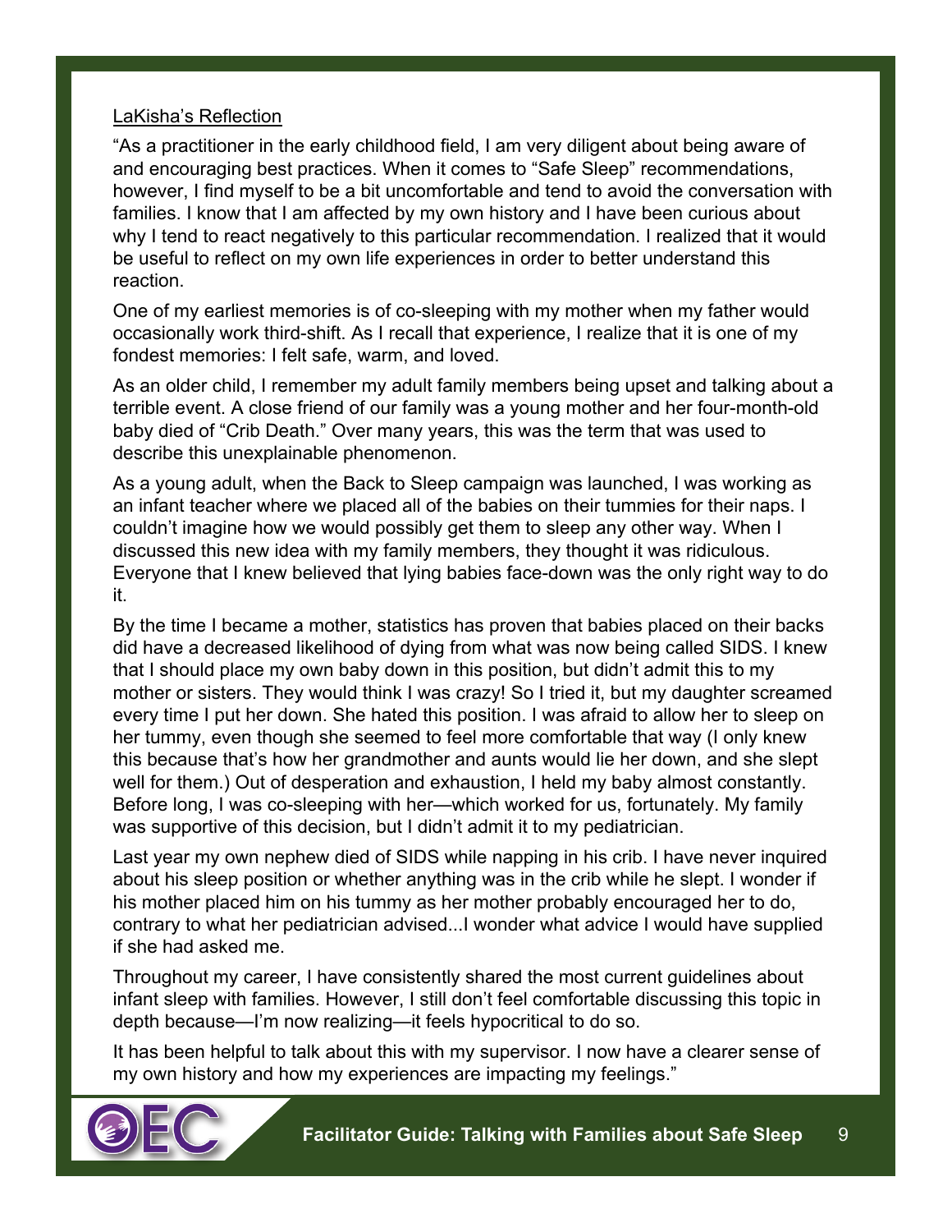<u>LaKisha's Reflection</u>

"As a practitioner in the early childhood field, I am very diligent about being aware of and encouraging best practices. When it comes to "Safe Sleep" recommendations, however, I find myself to be a bit uncomfortable and tend to avoid the conversation with families. I know that I am affected by my own history and I have been curious about why I tend to react negatively to this particular recommendation. I realized that it would be useful to reflect on my own life experiences in order to better understand this reaction.

One of my earliest memories is of co-sleeping with my mother when my father would occasionally work third-shift. As I recall that experience, I realize that it is one of my fondest memories: I felt safe, warm, and loved.

As an older child, I remember my adult family members being upset and talking about a terrible event. A close friend of our family was a young mother and her four-month-old baby died of "Crib Death." Over many years, this was the term that was used to describe this unexplainable phenomenon.

As a young adult, when the Back to Sleep campaign was launched, I was working as an infant teacher where we placed all of the babies on their tummies for their naps. I couldn't imagine how we would possibly get them to sleep any other way. When I discussed this new idea with my family members, they thought it was ridiculous. Everyone that I knew believed that lying babies face-down was the only right way to do it.

By the time I became a mother, statistics has proven that babies placed on their backs did have a decreased likelihood of dying from what was now being called SIDS. I knew that I should place my own baby down in this position, but didn't admit this to my mother or sisters. They would think I was crazy! So I tried it, but my daughter screamed every time I put her down. She hated this position. I was afraid to allow her to sleep on her tummy, even though she seemed to feel more comfortable that way (I only knew this because that's how her grandmother and aunts would lie her down, and she slept well for them.) Out of desperation and exhaustion, I held my baby almost constantly. Before long, I was co-sleeping with her—which worked for us, fortunately. My family was supportive of this decision, but I didn't admit it to my pediatrician.

Last year my own nephew died of SIDS while napping in his crib. I have never inquired about his sleep position or whether anything was in the crib while he slept. I wonder if his mother placed him on his tummy as her mother probably encouraged her to do, contrary to what her pediatrician advised...I wonder what advice I would have supplied if she had asked me.

Throughout my career, I have consistently shared the most current guidelines about infant sleep with families. However, I still don't feel comfortable discussing this topic in depth because—I'm now realizing—it feels hypocritical to do so.

It has been helpful to talk about this with my supervisor. I now have a clearer sense of my own history and how my experiences are impacting my feelings."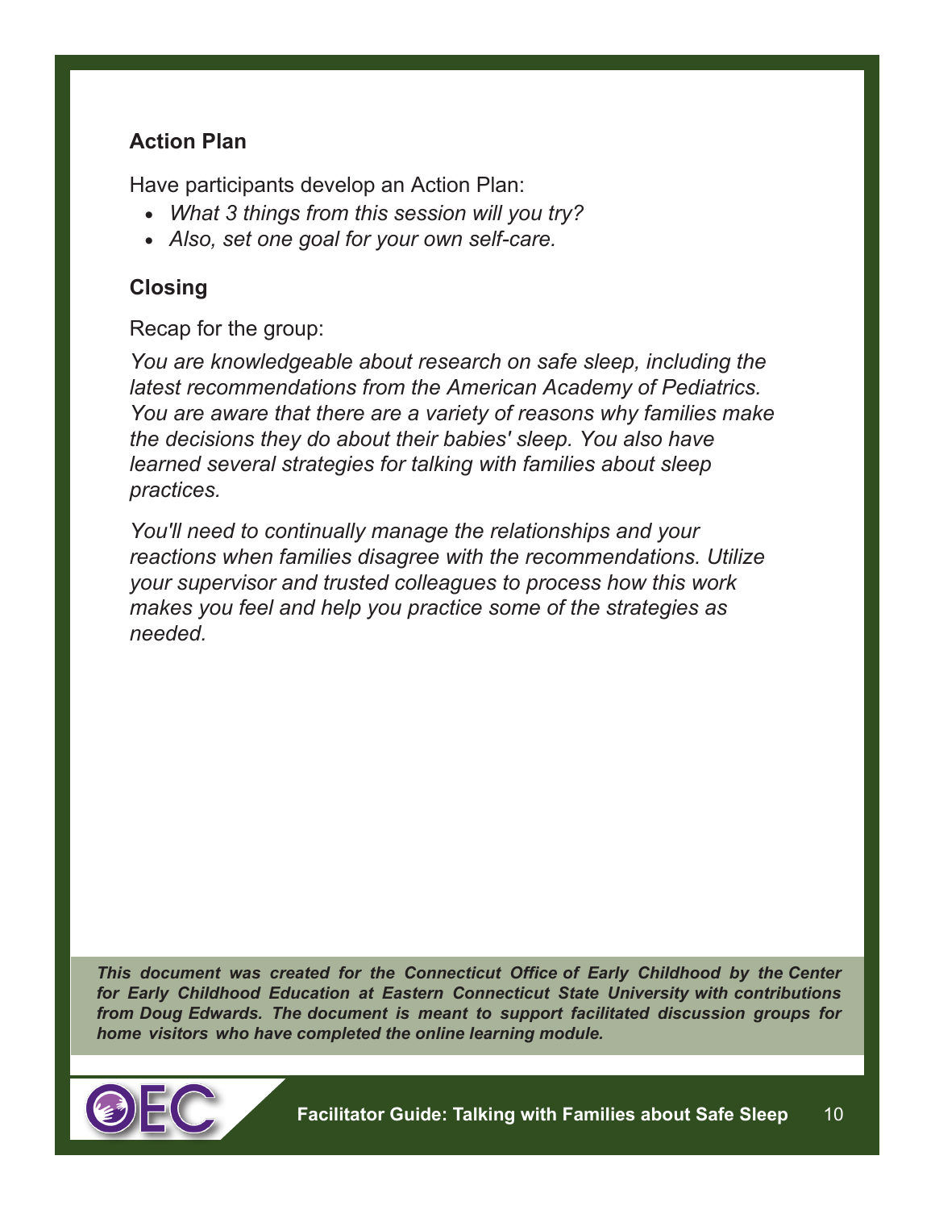### Action Plan

Have participants develop an Action Plan:

- *What 3 things from this session will you try?*
- *Also, set one goal for your own self-care.*

### Closing

Recap for the group:

*You are knowledgeable about research on safe sleep, including the latest recommendations from the American Academy of Pediatrics. You are aware that there are a variety of reasons why families make the decisions they do about their babies' sleep. You also have learned several strategies for talking with families about sleep practices.*

*You'll need to continually manage the relationships and your reactions when families disagree with the recommendations. Utilize your supervisor and trusted colleagues to process how this work makes you feel and help you practice some of the strategies as needed.*

***This document was created for the Connecticut Office of Early Childhood by the Center for Early Childhood Education at Eastern Connecticut State University with contributions from Doug Edwards. The document is meant to support facilitated discussion groups for home visitors who have completed the online learning module.***